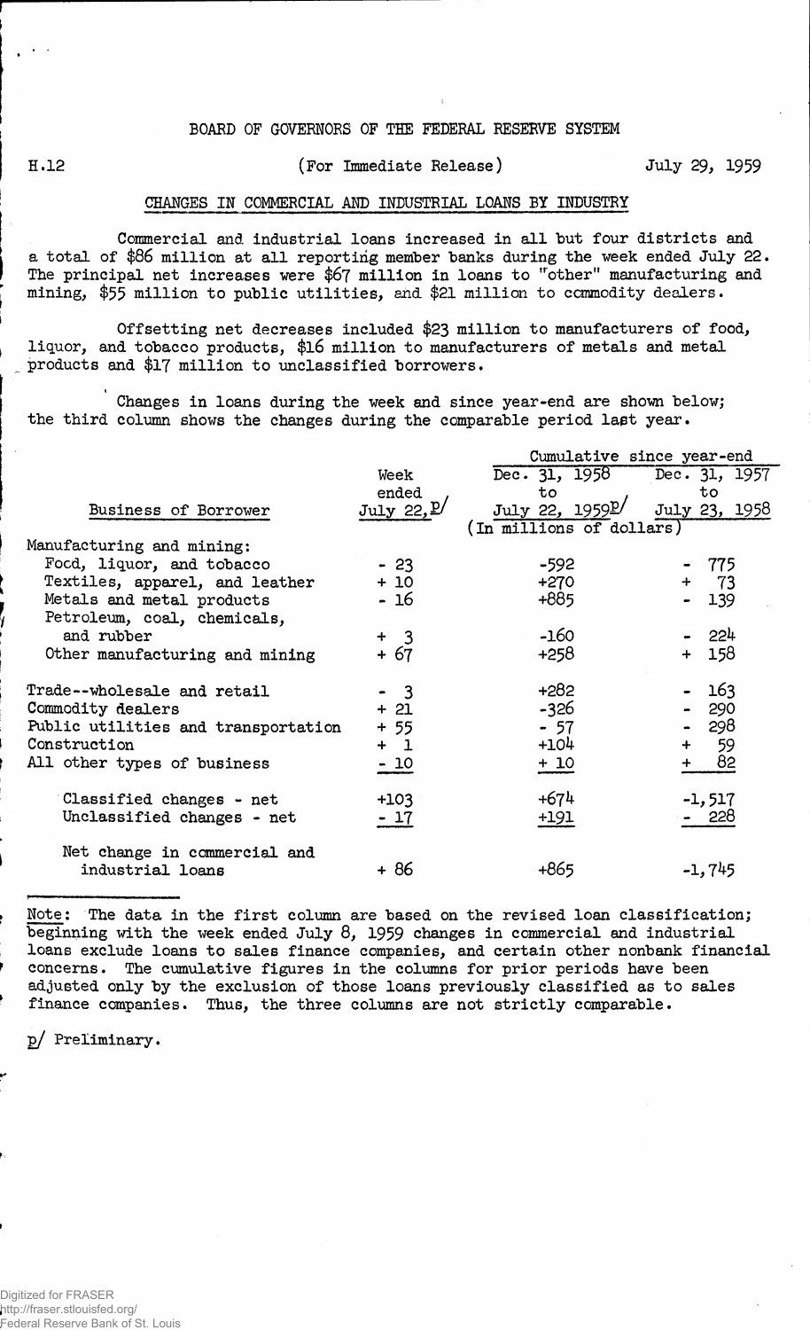BOARD OF GOVERNORS OF THE FEDERAL RESERVE SYSTEM

H.12 (For Immediate Release) July 29, 1959

## CHANGES IN COMMERCIAL AND INDUSTRIAL LOANS BY INDUSTRY

Commercial and industrial loans increased in all but four districts and a total of $86 million at all reporting member banks during the week ended July 22. The principal net increases were $67 million in loans to "other" manufacturing and mining, $55 million to public utilities, and $21 million to commodity dealers.

Offsetting net decreases included $23 million to manufacturers of food, liquor, and tobacco products, $16 million to manufacturers of metals and metal products and $17 million to unclassified borrowers.

Changes in loans during the week and since year-end are shown below; the third column shows the changes during the comparable period last year.

| Business of Borrower | Week ended July 22, p/ | Cumulative since year-end: Dec. 31, 1958 to July 22, 1959 p/ | Cumulative since year-end: Dec. 31, 1957 to July 23, 1958 |
|---|---|---|---|
| | (In millions of dollars) | | |
| Manufacturing and mining: | | | |
| Food, liquor, and tobacco | - 23 | -592 | - 775 |
| Textiles, apparel, and leather | + 10 | +270 | + 73 |
| Metals and metal products | - 16 | +885 | - 139 |
| Petroleum, coal, chemicals, and rubber | + 3 | -160 | - 224 |
| Other manufacturing and mining | + 67 | +258 | + 158 |
| Trade--wholesale and retail | - 3 | +282 | - 163 |
| Commodity dealers | + 21 | -326 | - 290 |
| Public utilities and transportation | + 55 | - 57 | - 298 |
| Construction | + 1 | +104 | + 59 |
| All other types of business | - 10 | + 10 | + 82 |
| Classified changes - net | +103 | +674 | -1,517 |
| Unclassified changes - net | - 17 | +191 | - 228 |
| Net change in commercial and industrial loans | + 86 | +865 | -1,745 |

Note: The data in the first column are based on the revised loan classification; beginning with the week ended July 8, 1959 changes in commercial and industrial loans exclude loans to sales finance companies, and certain other nonbank financial concerns. The cumulative figures in the columns for prior periods have been adjusted only by the exclusion of those loans previously classified as to sales finance companies. Thus, the three columns are not strictly comparable.

p/ Preliminary.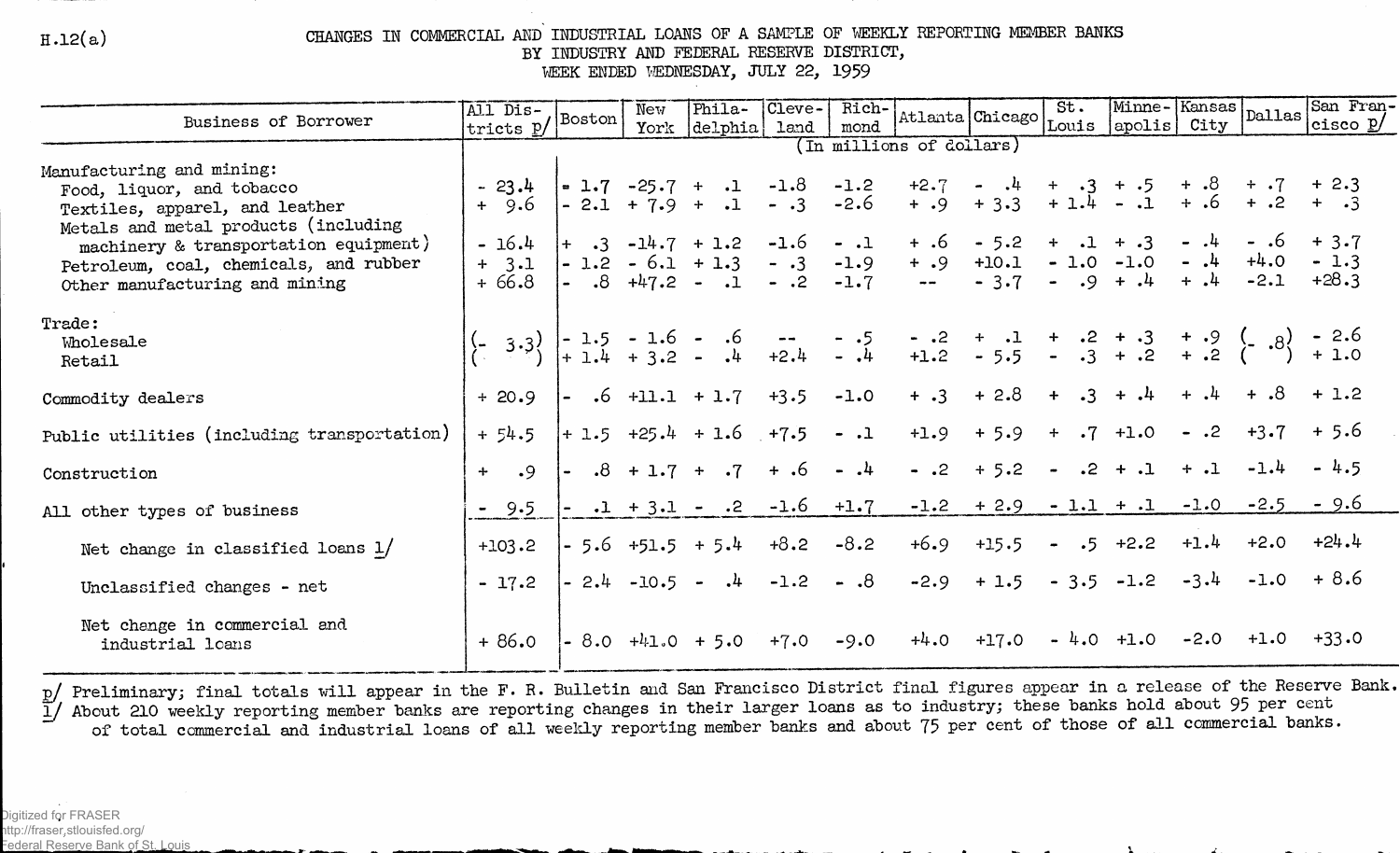H.12(a)

# CHANGES IN COMMERCIAL AND INDUSTRIAL LOANS OF A SAMPLE OF WEEKLY REPORTING MEMBER BANKS BY INDUSTRY AND FEDERAL RESERVE DISTRICT, WEEK ENDED WEDNESDAY, JULY 22, 1959

| Business of Borrower | All Districts p/ | Boston | New York | Philadelphia | Cleveland | Richmond | Atlanta | Chicago | St. Louis | Minneapolis | Kansas City | Dallas | San Francisco p/ |
|---|---|---|---|---|---|---|---|---|---|---|---|---|---|
| | (In millions of dollars) | | | | | | | | | | | | |
| Manufacturing and mining: | | | | | | | | | | | | | |
| Food, liquor, and tobacco | - 23.4 | - 1.7 | -25.7 | + .1 | -1.8 | -1.2 | +2.7 | - .4 | + .3 | + .5 | + .8 | + .7 | + 2.3 |
| Textiles, apparel, and leather | + 9.6 | - 2.1 | + 7.9 | + .1 | - .3 | -2.6 | + .9 | + 3.3 | + 1.4 | - .1 | + .6 | + .2 | + .3 |
| Metals and metal products (including machinery & transportation equipment) | - 16.4 | + .3 | -14.7 | + 1.2 | -1.6 | - .1 | + .6 | - 5.2 | + .1 | + .3 | - .4 | - .6 | + 3.7 |
| Petroleum, coal, chemicals, and rubber | + 3.1 | - 1.2 | - 6.1 | + 1.3 | - .3 | -1.9 | + .9 | +10.1 | - 1.0 | -1.0 | - .4 | +4.0 | - 1.3 |
| Other manufacturing and mining | + 66.8 | - .8 | +47.2 | - .1 | - .2 | -1.7 | -- | - 3.7 | - .9 | + .4 | + .4 | -2.1 | +28.3 |
| Trade: | | | | | | | | | | | | | |
| Wholesale | (- 3.3) | - 1.5 | - 1.6 | - .6 | -- | - .5 | - .2 | + .1 | + .2 | + .3 | + .9 | (- .8) | - 2.6 |
| Retail | ( ) | + 1.4 | + 3.2 | - .4 | +2.4 | - .4 | +1.2 | - 5.5 | - .3 | + .2 | + .2 | ( ) | + 1.0 |
| Commodity dealers | + 20.9 | - .6 | +11.1 | + 1.7 | +3.5 | -1.0 | + .3 | + 2.8 | + .3 | + .4 | + .4 | + .8 | + 1.2 |
| Public utilities (including transportation) | + 54.5 | + 1.5 | +25.4 | + 1.6 | +7.5 | - .1 | +1.9 | + 5.9 | + .7 | +1.0 | - .2 | +3.7 | + 5.6 |
| Construction | + .9 | - .8 | + 1.7 | + .7 | + .6 | - .4 | - .2 | + 5.2 | - .2 | + .1 | + .1 | -1.4 | - 4.5 |
| All other types of business | - 9.5 | - .1 | + 3.1 | - .2 | -1.6 | +1.7 | -1.2 | + 2.9 | - 1.1 | + .1 | -1.0 | -2.5 | - 9.6 |
| Net change in classified loans 1/ | +103.2 | - 5.6 | +51.5 | + 5.4 | +8.2 | -8.2 | +6.9 | +15.5 | - .5 | +2.2 | +1.4 | +2.0 | +24.4 |
| Unclassified changes - net | - 17.2 | - 2.4 | -10.5 | - .4 | -1.2 | - .8 | -2.9 | + 1.5 | - 3.5 | -1.2 | -3.4 | -1.0 | + 8.6 |
| Net change in commercial and industrial loans | + 86.0 | - 8.0 | +41.0 | + 5.0 | +7.0 | -9.0 | +4.0 | +17.0 | - 4.0 | +1.0 | -2.0 | +1.0 | +33.0 |

p/ Preliminary; final totals will appear in the F. R. Bulletin and San Francisco District final figures appear in a release of the Reserve Bank.

1/ About 210 weekly reporting member banks are reporting changes in their larger loans as to industry; these banks hold about 95 per cent of total commercial and industrial loans of all weekly reporting member banks and about 75 per cent of those of all commercial banks.